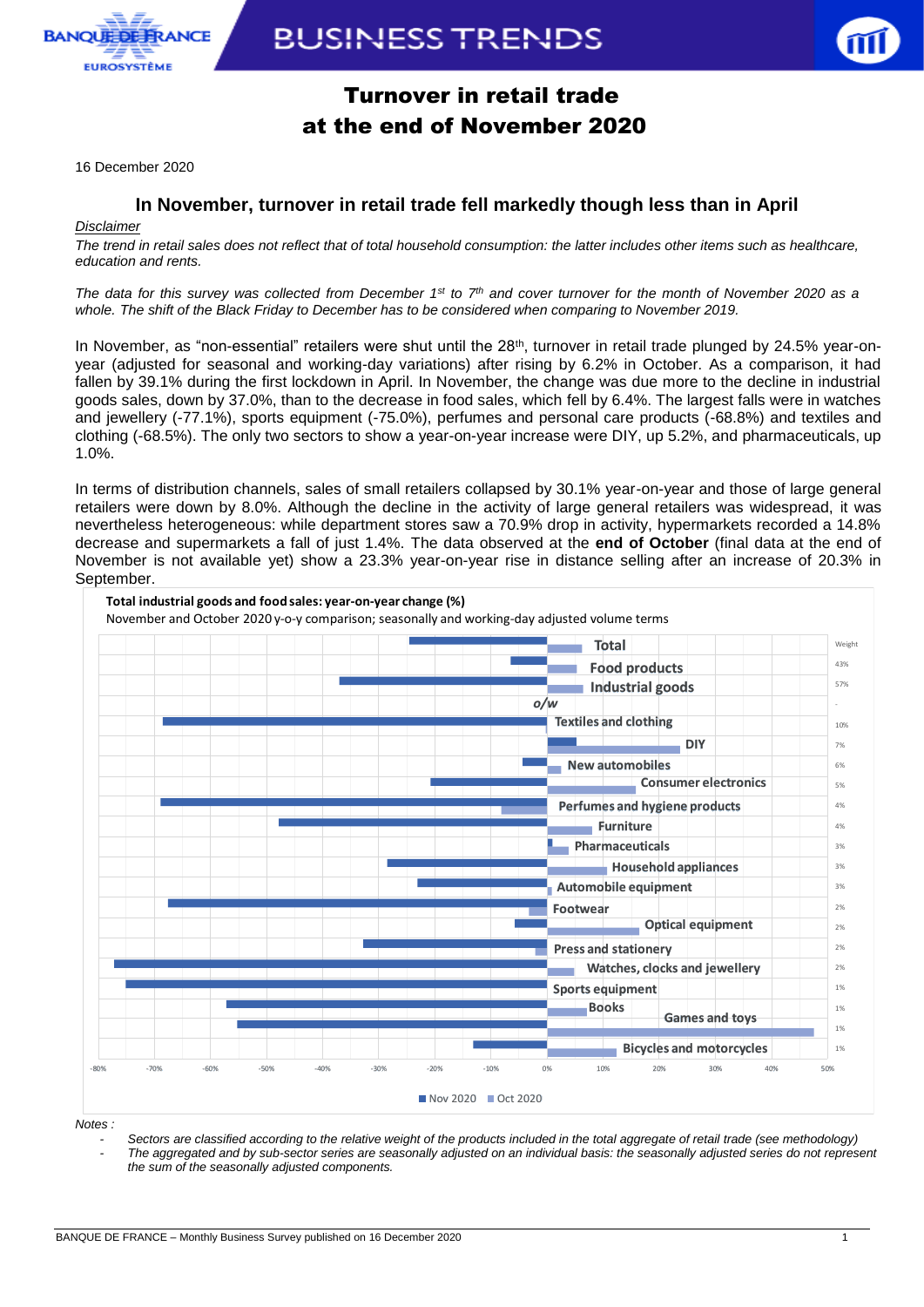# Turnover in retail trade at the end of November 2020

16 December 2020

## In November, turnover in retail trade fell markedly though less than in April

*Disclaimer*

*The trend in retail sales does not reflect that of total household consumption: the latter includes other items such as healthcare, education and rents.*

*The data for this survey was collected from December 1st to 7th and cover turnover for the month of November 2020 as a whole. The shift of the Black Friday to December has to be considered when comparing to November 2019.*

In November, as "non-essential" retailers were shut until the 28th, turnover in retail trade plunged by 24.5% year-on-year (adjusted for seasonal and working-day variations) after rising by 6.2% in October. As a comparison, it had fallen by 39.1% during the first lockdown in April. In November, the change was due more to the decline in industrial goods sales, down by 37.0%, than to the decrease in food sales, which fell by 6.4%. The largest falls were in watches and jewellery (-77.1%), sports equipment (-75.0%), perfumes and personal care products (-68.8%) and textiles and clothing (-68.5%). The only two sectors to show a year-on-year increase were DIY, up 5.2%, and pharmaceuticals, up 1.0%.

In terms of distribution channels, sales of small retailers collapsed by 30.1% year-on-year and those of large general retailers were down by 8.0%. Although the decline in the activity of large general retailers was widespread, it was nevertheless heterogeneous: while department stores saw a 70.9% drop in activity, hypermarkets recorded a 14.8% decrease and supermarkets a fall of just 1.4%. The data observed at the **end of October** (final data at the end of November is not available yet) show a 23.3% year-on-year rise in distance selling after an increase of 20.3% in September.

**Total industrial goods and food sales: year-on-year change (%)**

November and October 2020 y-o-y comparison; seasonally and working-day adjusted volume terms

| Sector | Weight |
|---|---|
| Total | |
| Food products | 43% |
| Industrial goods | 57% |
| o/w | - |
| Textiles and clothing | 10% |
| DIY | 7% |
| New automobiles | 6% |
| Consumer electronics | 5% |
| Perfumes and hygiene products | 4% |
| Furniture | 4% |
| Pharmaceuticals | 3% |
| Household appliances | 3% |
| Automobile equipment | 3% |
| Footwear | 2% |
| Optical equipment | 2% |
| Press and stationery | 2% |
| Watches, clocks and jewellery | 2% |
| Sports equipment | 1% |
| Books | 1% |
| Games and toys | 1% |
| Bicycles and motorcycles | 1% |

Nov 2020 ■ Oct 2020

*Notes :*

- *Sectors are classified according to the relative weight of the products included in the total aggregate of retail trade (see methodology)*
- *The aggregated and by sub-sector series are seasonally adjusted on an individual basis: the seasonally adjusted series do not represent the sum of the seasonally adjusted components.*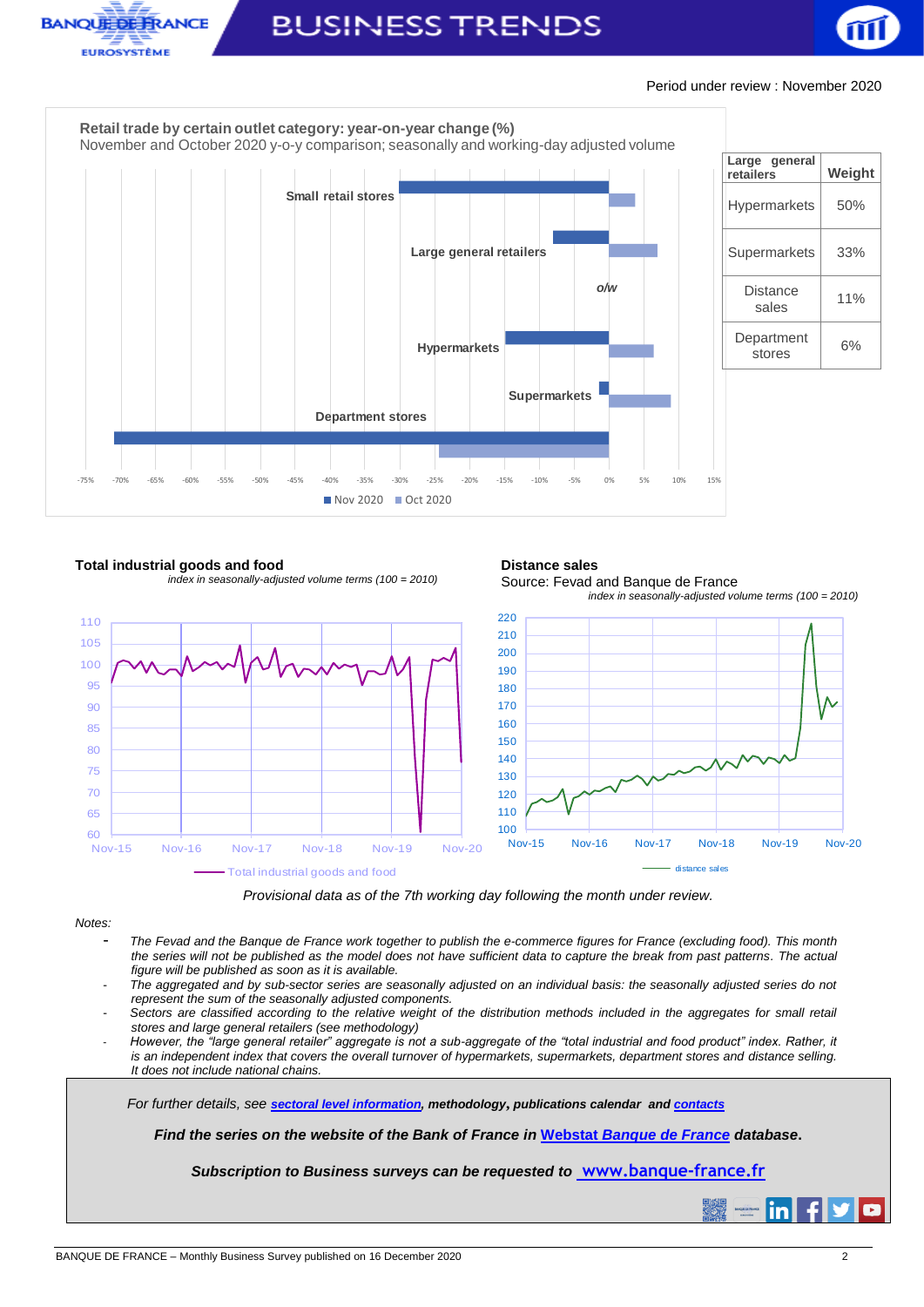Period under review : November 2020

**Retail trade by certain outlet category: year-on-year change (%)**
November and October 2020 y-o-y comparison; seasonally and working-day adjusted volume

Small retail stores
Large general retailers
o/w
Hypermarkets
Supermarkets
Department stores

-75% -70% -65% -60% -55% -50% -45% -40% -35% -30% -25% -20% -15% -10% -5% 0% 5% 10% 15%

Nov 2020 Oct 2020

| Large general retailers | Weight |
|---|---|
| Hypermarkets | 50% |
| Supermarkets | 33% |
| Distance sales | 11% |
| Department stores | 6% |

**Total industrial goods and food**
*index in seasonally-adjusted volume terms (100 = 2010)*

110 105 100 95 90 85 80 75 70 65 60

Nov-15 Nov-16 Nov-17 Nov-18 Nov-19 Nov-20

Total industrial goods and food

**Distance sales**
Source: Fevad and Banque de France
*index in seasonally-adjusted volume terms (100 = 2010)*

220 210 200 190 180 170 160 150 140 130 120 110 100

Nov-15 Nov-16 Nov-17 Nov-18 Nov-19 Nov-20

distance sales

*Provisional data as of the 7th working day following the month under review.*

*Notes:*

- *The Fevad and the Banque de France work together to publish the e-commerce figures for France (excluding food). This month the series will not be published as the model does not have sufficient data to capture the break from past patterns. The actual figure will be published as soon as it is available.*
- *The aggregated and by sub-sector series are seasonally adjusted on an individual basis: the seasonally adjusted series do not represent the sum of the seasonally adjusted components.*
- *Sectors are classified according to the relative weight of the distribution methods included in the aggregates for small retail stores and large general retailers (see methodology)*
- *However, the "large general retailer" aggregate is not a sub-aggregate of the "total industrial and food product" index. Rather, it is an independent index that covers the overall turnover of hypermarkets, supermarkets, department stores and distance selling. It does not include national chains.*

*For further details, see* ***sectoral level information*****, methodology, publications calendar and** ***contacts***

***Find the series on the website of the Bank of France in Webstat Banque de France database.***

***Subscription to Business surveys can be requested to www.banque-france.fr***